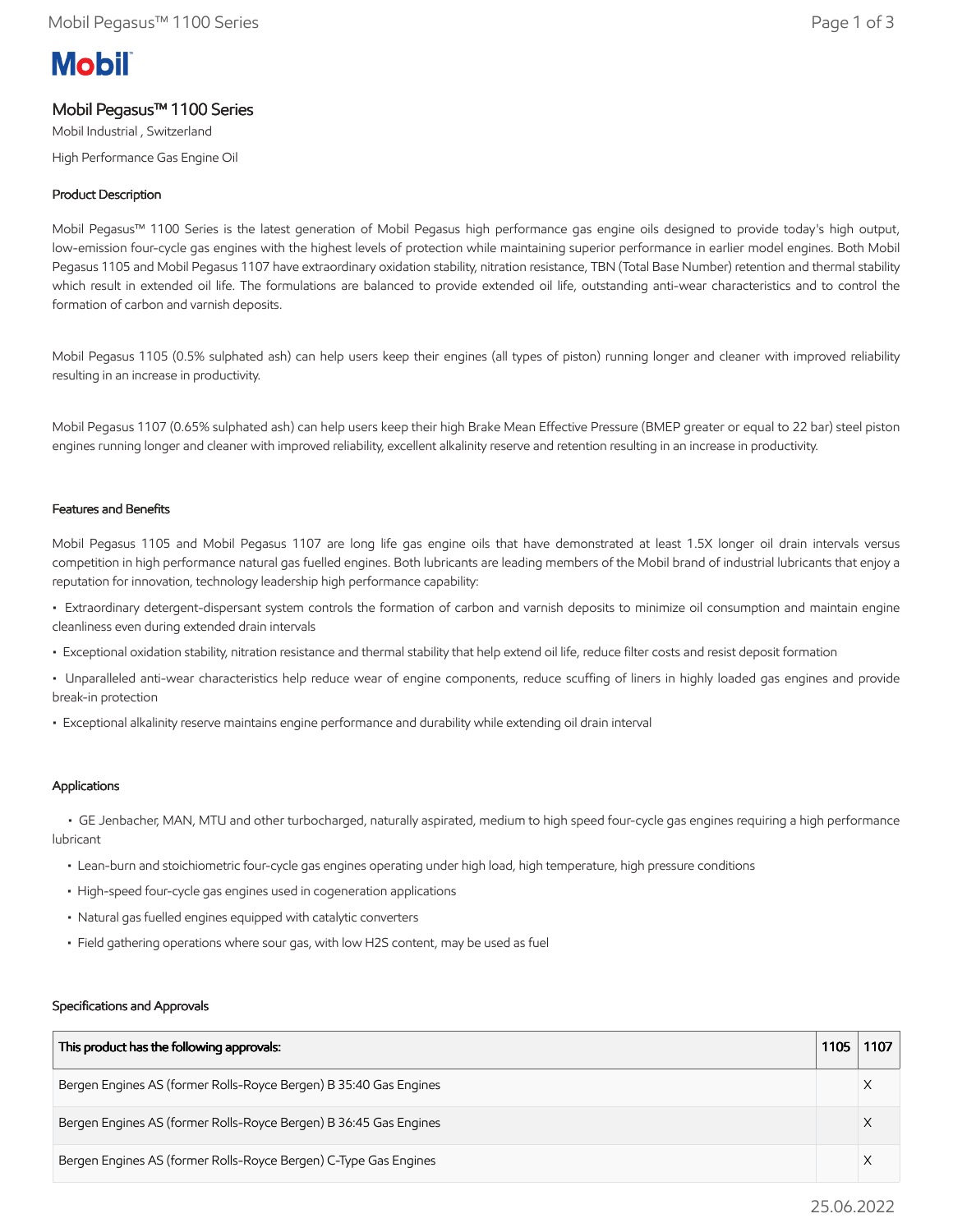**Mobil**

# Mobil Pegasus™ 1100 Series

Mobil Industrial , Switzerland

High Performance Gas Engine Oil

## Product Description

Mobil Pegasus™ 1100 Series is the latest generation of Mobil Pegasus high performance gas engine oils designed to provide today's high output, low-emission four-cycle gas engines with the highest levels of protection while maintaining superior performance in earlier model engines. Both Mobil Pegasus 1105 and Mobil Pegasus 1107 have extraordinary oxidation stability, nitration resistance, TBN (Total Base Number) retention and thermal stability which result in extended oil life. The formulations are balanced to provide extended oil life, outstanding anti-wear characteristics and to control the formation of carbon and varnish deposits.

Mobil Pegasus 1105 (0.5% sulphated ash) can help users keep their engines (all types of piston) running longer and cleaner with improved reliability resulting in an increase in productivity.

Mobil Pegasus 1107 (0.65% sulphated ash) can help users keep their high Brake Mean Effective Pressure (BMEP greater or equal to 22 bar) steel piston engines running longer and cleaner with improved reliability, excellent alkalinity reserve and retention resulting in an increase in productivity.

## Features and Benefits

Mobil Pegasus 1105 and Mobil Pegasus 1107 are long life gas engine oils that have demonstrated at least 1.5X longer oil drain intervals versus competition in high performance natural gas fuelled engines. Both lubricants are leading members of the Mobil brand of industrial lubricants that enjoy a reputation for innovation, technology leadership high performance capability:

- Extraordinary detergent-dispersant system controls the formation of carbon and varnish deposits to minimize oil consumption and maintain engine cleanliness even during extended drain intervals
- Exceptional oxidation stability, nitration resistance and thermal stability that help extend oil life, reduce filter costs and resist deposit formation
- Unparalleled anti-wear characteristics help reduce wear of engine components, reduce scuffing of liners in highly loaded gas engines and provide break-in protection
- Exceptional alkalinity reserve maintains engine performance and durability while extending oil drain interval

## Applications

- GE Jenbacher, MAN, MTU and other turbocharged, naturally aspirated, medium to high speed four-cycle gas engines requiring a high performance lubricant
- Lean-burn and stoichiometric four-cycle gas engines operating under high load, high temperature, high pressure conditions
- High-speed four-cycle gas engines used in cogeneration applications
- Natural gas fuelled engines equipped with catalytic converters
- Field gathering operations where sour gas, with low H2S content, may be used as fuel

## Specifications and Approvals

| This product has the following approvals: | 1105 | 1107 |
|---|---|---|
| Bergen Engines AS (former Rolls-Royce Bergen) B 35:40 Gas Engines | | X |
| Bergen Engines AS (former Rolls-Royce Bergen) B 36:45 Gas Engines | | X |
| Bergen Engines AS (former Rolls-Royce Bergen) C-Type Gas Engines | | X |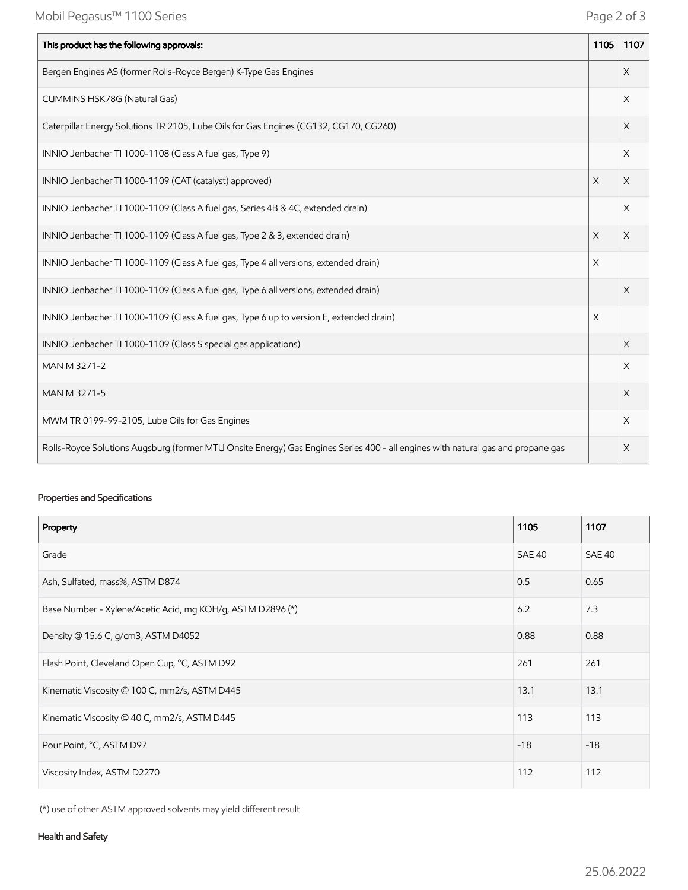| This product has the following approvals: | 1105 | 1107 |
| --- | --- | --- |
| Bergen Engines AS (former Rolls-Royce Bergen) K-Type Gas Engines | | X |
| CUMMINS HSK78G (Natural Gas) | | X |
| Caterpillar Energy Solutions TR 2105, Lube Oils for Gas Engines (CG132, CG170, CG260) | | X |
| INNIO Jenbacher TI 1000-1108 (Class A fuel gas, Type 9) | | X |
| INNIO Jenbacher TI 1000-1109 (CAT (catalyst) approved) | X | X |
| INNIO Jenbacher TI 1000-1109 (Class A fuel gas, Series 4B & 4C, extended drain) | | X |
| INNIO Jenbacher TI 1000-1109 (Class A fuel gas, Type 2 & 3, extended drain) | X | X |
| INNIO Jenbacher TI 1000-1109 (Class A fuel gas, Type 4 all versions, extended drain) | X | |
| INNIO Jenbacher TI 1000-1109 (Class A fuel gas, Type 6 all versions, extended drain) | | X |
| INNIO Jenbacher TI 1000-1109 (Class A fuel gas, Type 6 up to version E, extended drain) | X | |
| INNIO Jenbacher TI 1000-1109 (Class S special gas applications) | | X |
| MAN M 3271-2 | | X |
| MAN M 3271-5 | | X |
| MWM TR 0199-99-2105, Lube Oils for Gas Engines | | X |
| Rolls-Royce Solutions Augsburg (former MTU Onsite Energy) Gas Engines Series 400 - all engines with natural gas and propane gas | | X |

## Properties and Specifications

| Property | 1105 | 1107 |
| --- | --- | --- |
| Grade | SAE 40 | SAE 40 |
| Ash, Sulfated, mass%, ASTM D874 | 0.5 | 0.65 |
| Base Number - Xylene/Acetic Acid, mg KOH/g, ASTM D2896 (*) | 6.2 | 7.3 |
| Density @ 15.6 C, g/cm3, ASTM D4052 | 0.88 | 0.88 |
| Flash Point, Cleveland Open Cup, °C, ASTM D92 | 261 | 261 |
| Kinematic Viscosity @ 100 C, mm2/s, ASTM D445 | 13.1 | 13.1 |
| Kinematic Viscosity @ 40 C, mm2/s, ASTM D445 | 113 | 113 |
| Pour Point, °C, ASTM D97 | -18 | -18 |
| Viscosity Index, ASTM D2270 | 112 | 112 |

(*) use of other ASTM approved solvents may yield different result

## Health and Safety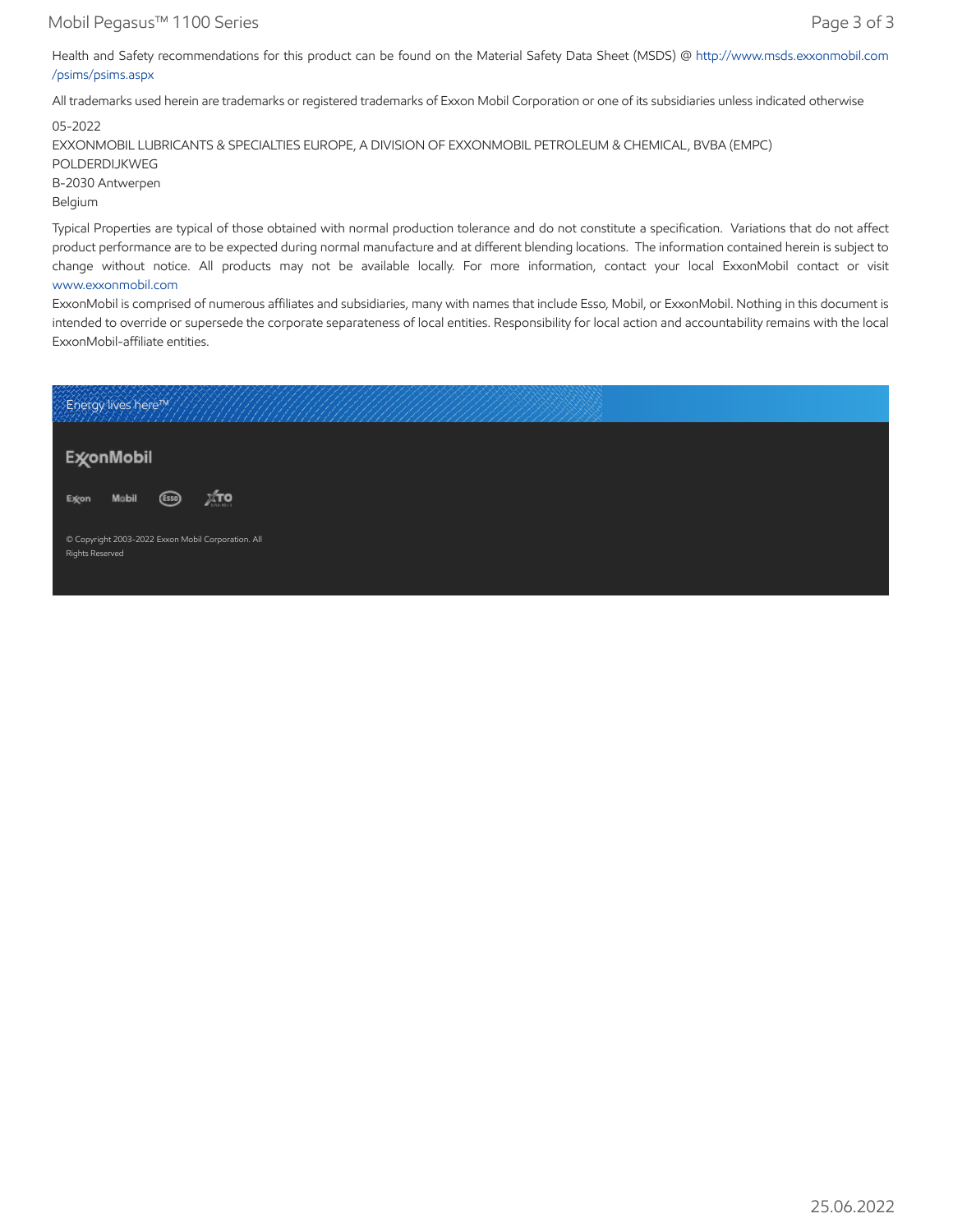Health and Safety recommendations for this product can be found on the Material Safety Data Sheet (MSDS) @ http://www.msds.exxonmobil.com/psims/psims.aspx

All trademarks used herein are trademarks or registered trademarks of Exxon Mobil Corporation or one of its subsidiaries unless indicated otherwise

05-2022
EXXONMOBIL LUBRICANTS & SPECIALTIES EUROPE, A DIVISION OF EXXONMOBIL PETROLEUM & CHEMICAL, BVBA (EMPC)
POLDERDIJKWEG
B-2030 Antwerpen
Belgium

Typical Properties are typical of those obtained with normal production tolerance and do not constitute a specification. Variations that do not affect product performance are to be expected during normal manufacture and at different blending locations. The information contained herein is subject to change without notice. All products may not be available locally. For more information, contact your local ExxonMobil contact or visit www.exxonmobil.com

ExxonMobil is comprised of numerous affiliates and subsidiaries, many with names that include Esso, Mobil, or ExxonMobil. Nothing in this document is intended to override or supersede the corporate separateness of local entities. Responsibility for local action and accountability remains with the local ExxonMobil-affiliate entities.

Energy lives here™

ExxonMobil

Exxon Mobil Esso XTO

© Copyright 2003-2022 Exxon Mobil Corporation. All Rights Reserved